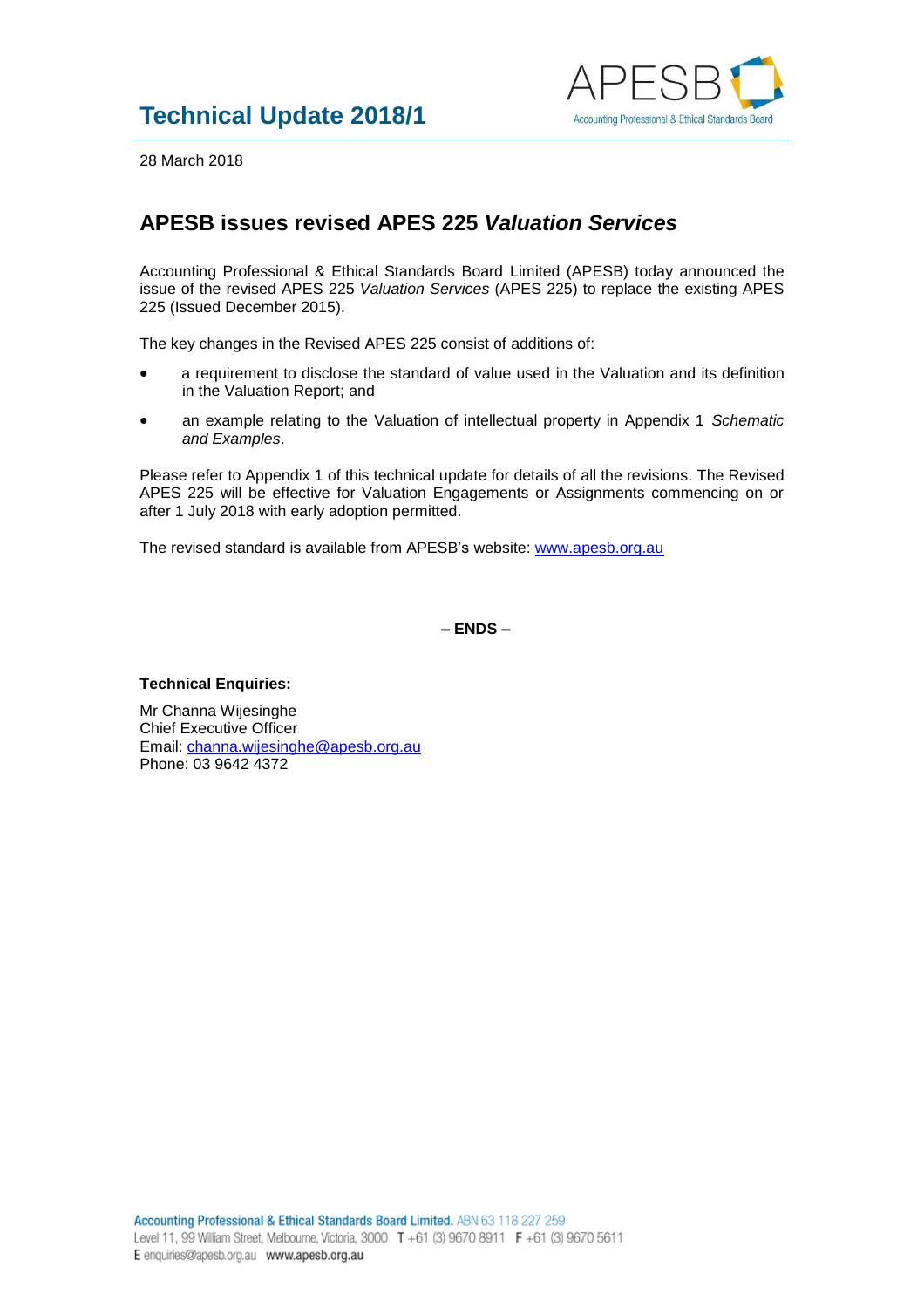# Technical Update 2018/1

APESB
Accounting Professional & Ethical Standards Board

28 March 2018

## APESB issues revised APES 225 *Valuation Services*

Accounting Professional & Ethical Standards Board Limited (APESB) today announced the issue of the revised APES 225 *Valuation Services* (APES 225) to replace the existing APES 225 (Issued December 2015).

The key changes in the Revised APES 225 consist of additions of:

- a requirement to disclose the standard of value used in the Valuation and its definition in the Valuation Report; and
- an example relating to the Valuation of intellectual property in Appendix 1 *Schematic and Examples*.

Please refer to Appendix 1 of this technical update for details of all the revisions. The Revised APES 225 will be effective for Valuation Engagements or Assignments commencing on or after 1 July 2018 with early adoption permitted.

The revised standard is available from APESB's website: www.apesb.org.au

**– ENDS –**

**Technical Enquiries:**

Mr Channa Wijesinghe
Chief Executive Officer
Email: channa.wijesinghe@apesb.org.au
Phone: 03 9642 4372

**Accounting Professional & Ethical Standards Board Limited.** ABN 63 118 227 259
Level 11, 99 William Street, Melbourne, Victoria, 3000 T +61 (3) 9670 8911 F +61 (3) 9670 5611
E enquiries@apesb.org.au www.apesb.org.au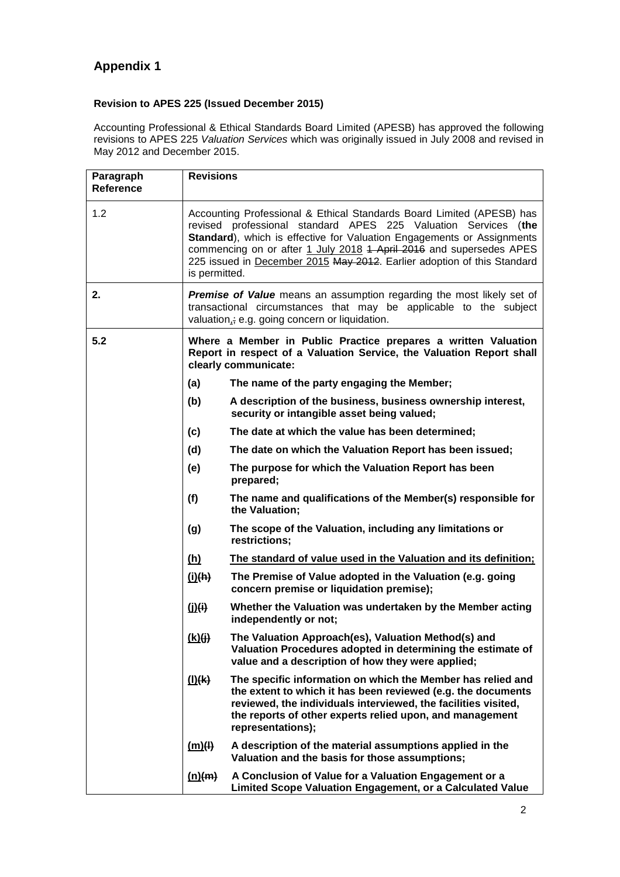## Appendix 1

**Revision to APES 225 (Issued December 2015)**

Accounting Professional & Ethical Standards Board Limited (APESB) has approved the following revisions to APES 225 *Valuation Services* which was originally issued in July 2008 and revised in May 2012 and December 2015.

| Paragraph Reference | Revisions |
|---|---|
| 1.2 | Accounting Professional & Ethical Standards Board Limited (APESB) has revised professional standard APES 225 Valuation Services (**the Standard**), which is effective for Valuation Engagements or Assignments commencing on or after <u>1 July 2018</u> ~~1 April 2016~~ and supersedes APES 225 issued in <u>December 2015</u> ~~May 2012~~. Earlier adoption of this Standard is permitted. |
| **2.** | ***Premise of Value*** means an assumption regarding the most likely set of transactional circumstances that may be applicable to the subject valuation<u>,</u>~~;~~ e.g. going concern or liquidation. |
| **5.2** | **Where a Member in Public Practice prepares a written Valuation Report in respect of a Valuation Service, the Valuation Report shall clearly communicate:**<br>**(a) The name of the party engaging the Member;**<br>**(b) A description of the business, business ownership interest, security or intangible asset being valued;**<br>**(c) The date at which the value has been determined;**<br>**(d) The date on which the Valuation Report has been issued;**<br>**(e) The purpose for which the Valuation Report has been prepared;**<br>**(f) The name and qualifications of the Member(s) responsible for the Valuation;**<br>**(g) The scope of the Valuation, including any limitations or restrictions;**<br>**<u>(h)</u> <u>The standard of value used in the Valuation and its definition;</u>**<br>**<u>(i)</u>~~(h)~~ The Premise of Value adopted in the Valuation (e.g. going concern premise or liquidation premise);**<br>**<u>(j)</u>~~(i)~~ Whether the Valuation was undertaken by the Member acting independently or not;**<br>**<u>(k)</u>~~(j)~~ The Valuation Approach(es), Valuation Method(s) and Valuation Procedures adopted in determining the estimate of value and a description of how they were applied;**<br>**<u>(l)</u>~~(k)~~ The specific information on which the Member has relied and the extent to which it has been reviewed (e.g. the documents reviewed, the individuals interviewed, the facilities visited, the reports of other experts relied upon, and management representations);**<br>**<u>(m)</u>~~(l)~~ A description of the material assumptions applied in the Valuation and the basis for those assumptions;**<br>**<u>(n)</u>~~(m)~~ A Conclusion of Value for a Valuation Engagement or a Limited Scope Valuation Engagement, or a Calculated Value** |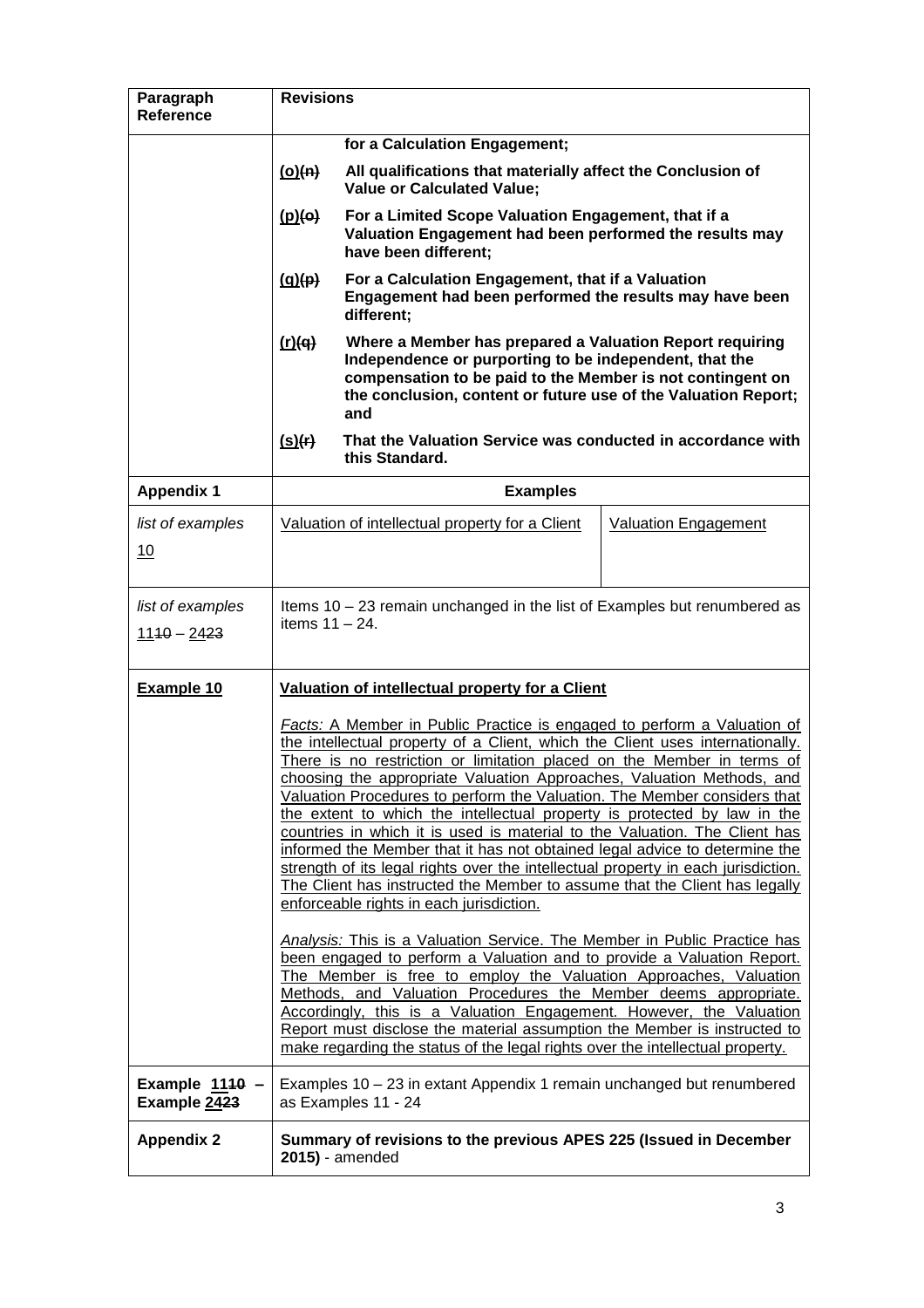| Paragraph Reference | Revisions | |
|---|---|---|
| | **for a Calculation Engagement;** | |
| | **(o)~~(n)~~ All qualifications that materially affect the Conclusion of Value or Calculated Value;** | |
| | **(p)~~(o)~~ For a Limited Scope Valuation Engagement, that if a Valuation Engagement had been performed the results may have been different;** | |
| | **(q)~~(p)~~ For a Calculation Engagement, that if a Valuation Engagement had been performed the results may have been different;** | |
| | **(r)~~(q)~~ Where a Member has prepared a Valuation Report requiring Independence or purporting to be independent, that the compensation to be paid to the Member is not contingent on the conclusion, content or future use of the Valuation Report; and** | |
| | **(s)~~(r)~~ That the Valuation Service was conducted in accordance with this Standard.** | |
| **Appendix 1** | **Examples** | |
| *list of examples* 10 | Valuation of intellectual property for a Client | Valuation Engagement |
| *list of examples* 11~~10~~ – 24~~23~~ | Items 10 – 23 remain unchanged in the list of Examples but renumbered as items 11 – 24. | |
| **Example 10** | **Valuation of intellectual property for a Client**<br><br>*Facts:* A Member in Public Practice is engaged to perform a Valuation of the intellectual property of a Client, which the Client uses internationally. There is no restriction or limitation placed on the Member in terms of choosing the appropriate Valuation Approaches, Valuation Methods, and Valuation Procedures to perform the Valuation. The Member considers that the extent to which the intellectual property is protected by law in the countries in which it is used is material to the Valuation. The Client has informed the Member that it has not obtained legal advice to determine the strength of its legal rights over the intellectual property in each jurisdiction. The Client has instructed the Member to assume that the Client has legally enforceable rights in each jurisdiction.<br><br>*Analysis:* This is a Valuation Service. The Member in Public Practice has been engaged to perform a Valuation and to provide a Valuation Report. The Member is free to employ the Valuation Approaches, Valuation Methods, and Valuation Procedures the Member deems appropriate. Accordingly, this is a Valuation Engagement. However, the Valuation Report must disclose the material assumption the Member is instructed to make regarding the status of the legal rights over the intellectual property. | |
| **Example 11~~10~~ – Example 24~~23~~** | Examples 10 – 23 in extant Appendix 1 remain unchanged but renumbered as Examples 11 - 24 | |
| **Appendix 2** | **Summary of revisions to the previous APES 225 (Issued in December 2015)** - amended | |